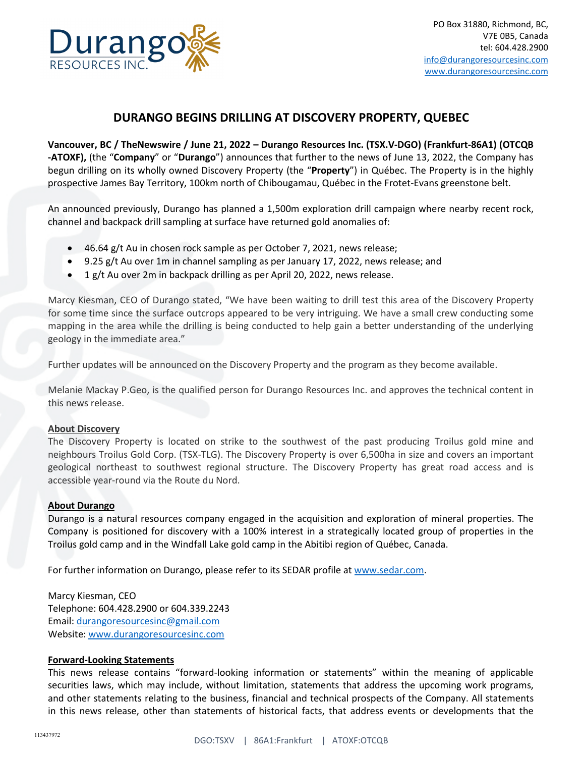PO Box 31880, Richmond, BC,
V7E 0B5, Canada
tel: 604.428.2900
info@durangoresourcesinc.com
www.durangoresourcesinc.com

# DURANGO BEGINS DRILLING AT DISCOVERY PROPERTY, QUEBEC

**Vancouver, BC / TheNewswire / June 21, 2022 – Durango Resources Inc. (TSX.V-DGO) (Frankfurt-86A1) (OTCQB -ATOXF),** (the "**Company**" or "**Durango**") announces that further to the news of June 13, 2022, the Company has begun drilling on its wholly owned Discovery Property (the "**Property**") in Québec. The Property is in the highly prospective James Bay Territory, 100km north of Chibougamau, Québec in the Frotet-Evans greenstone belt.

An announced previously, Durango has planned a 1,500m exploration drill campaign where nearby recent rock, channel and backpack drill sampling at surface have returned gold anomalies of:

- 46.64 g/t Au in chosen rock sample as per October 7, 2021, news release;
- 9.25 g/t Au over 1m in channel sampling as per January 17, 2022, news release; and
- 1 g/t Au over 2m in backpack drilling as per April 20, 2022, news release.

Marcy Kiesman, CEO of Durango stated, "We have been waiting to drill test this area of the Discovery Property for some time since the surface outcrops appeared to be very intriguing. We have a small crew conducting some mapping in the area while the drilling is being conducted to help gain a better understanding of the underlying geology in the immediate area."

Further updates will be announced on the Discovery Property and the program as they become available.

Melanie Mackay P.Geo, is the qualified person for Durango Resources Inc. and approves the technical content in this news release.

**About Discovery**

The Discovery Property is located on strike to the southwest of the past producing Troilus gold mine and neighbours Troilus Gold Corp. (TSX-TLG). The Discovery Property is over 6,500ha in size and covers an important geological northeast to southwest regional structure. The Discovery Property has great road access and is accessible year-round via the Route du Nord.

**About Durango**

Durango is a natural resources company engaged in the acquisition and exploration of mineral properties. The Company is positioned for discovery with a 100% interest in a strategically located group of properties in the Troilus gold camp and in the Windfall Lake gold camp in the Abitibi region of Québec, Canada.

For further information on Durango, please refer to its SEDAR profile at www.sedar.com.

Marcy Kiesman, CEO
Telephone: 604.428.2900 or 604.339.2243
Email: durangoresourcesinc@gmail.com
Website: www.durangoresourcesinc.com

**Forward-Looking Statements**

This news release contains "forward-looking information or statements" within the meaning of applicable securities laws, which may include, without limitation, statements that address the upcoming work programs, and other statements relating to the business, financial and technical prospects of the Company. All statements in this news release, other than statements of historical facts, that address events or developments that the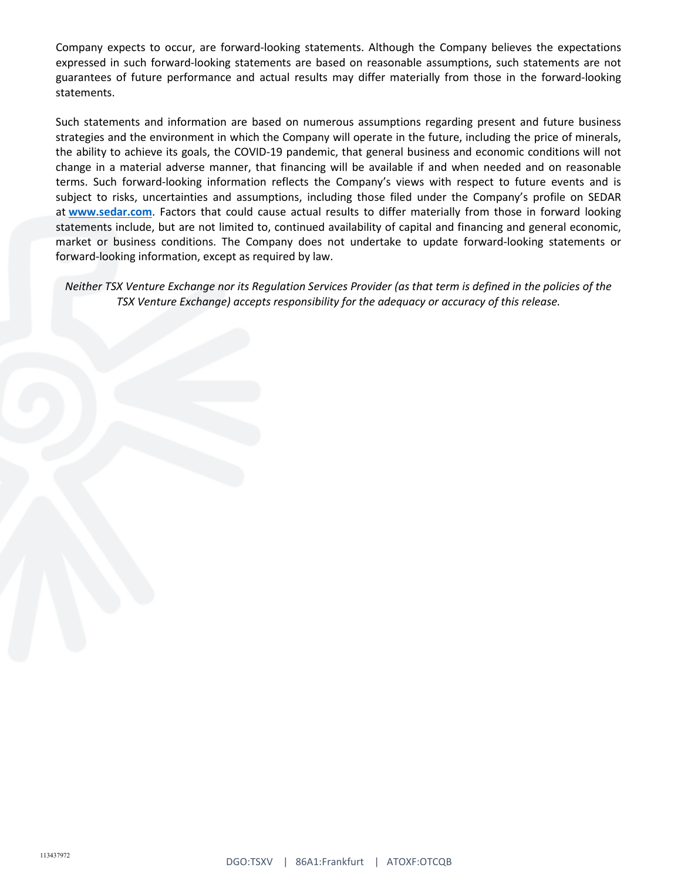Company expects to occur, are forward-looking statements. Although the Company believes the expectations expressed in such forward-looking statements are based on reasonable assumptions, such statements are not guarantees of future performance and actual results may differ materially from those in the forward-looking statements.

Such statements and information are based on numerous assumptions regarding present and future business strategies and the environment in which the Company will operate in the future, including the price of minerals, the ability to achieve its goals, the COVID-19 pandemic, that general business and economic conditions will not change in a material adverse manner, that financing will be available if and when needed and on reasonable terms. Such forward-looking information reflects the Company's views with respect to future events and is subject to risks, uncertainties and assumptions, including those filed under the Company's profile on SEDAR at **www.sedar.com**. Factors that could cause actual results to differ materially from those in forward looking statements include, but are not limited to, continued availability of capital and financing and general economic, market or business conditions. The Company does not undertake to update forward-looking statements or forward-looking information, except as required by law.

*Neither TSX Venture Exchange nor its Regulation Services Provider (as that term is defined in the policies of the TSX Venture Exchange) accepts responsibility for the adequacy or accuracy of this release.*

113437972